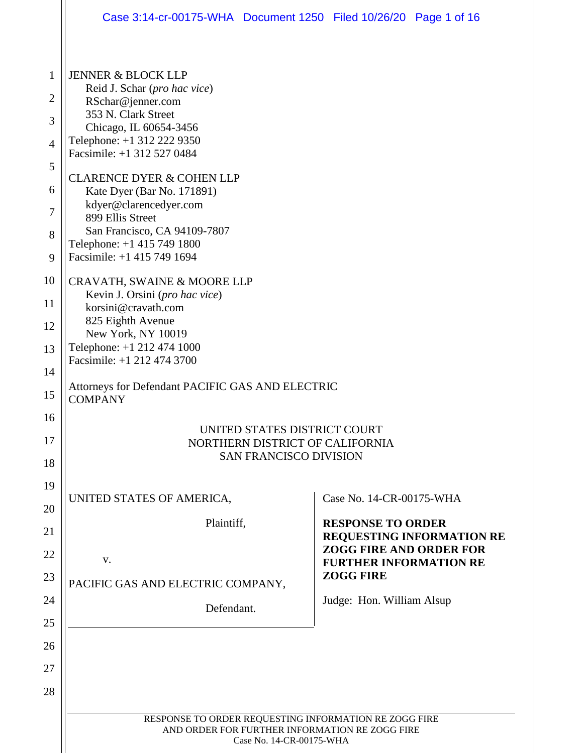JENNER & BLOCK LLP
Reid J. Schar (*pro hac vice*)
RSchar@jenner.com
353 N. Clark Street
Chicago, IL 60654-3456
Telephone: +1 312 222 9350
Facsimile: +1 312 527 0484

CLARENCE DYER & COHEN LLP
Kate Dyer (Bar No. 171891)
kdyer@clarencedyer.com
899 Ellis Street
San Francisco, CA 94109-7807
Telephone: +1 415 749 1800
Facsimile: +1 415 749 1694

CRAVATH, SWAINE & MOORE LLP
Kevin J. Orsini (*pro hac vice*)
korsini@cravath.com
825 Eighth Avenue
New York, NY 10019
Telephone: +1 212 474 1000
Facsimile: +1 212 474 3700

Attorneys for Defendant PACIFIC GAS AND ELECTRIC COMPANY

UNITED STATES DISTRICT COURT
NORTHERN DISTRICT OF CALIFORNIA
SAN FRANCISCO DIVISION

UNITED STATES OF AMERICA,

Plaintiff,

v.

PACIFIC GAS AND ELECTRIC COMPANY,

Defendant.

Case No. 14-CR-00175-WHA

**RESPONSE TO ORDER REQUESTING INFORMATION RE ZOGG FIRE AND ORDER FOR FURTHER INFORMATION RE ZOGG FIRE**

Judge: Hon. William Alsup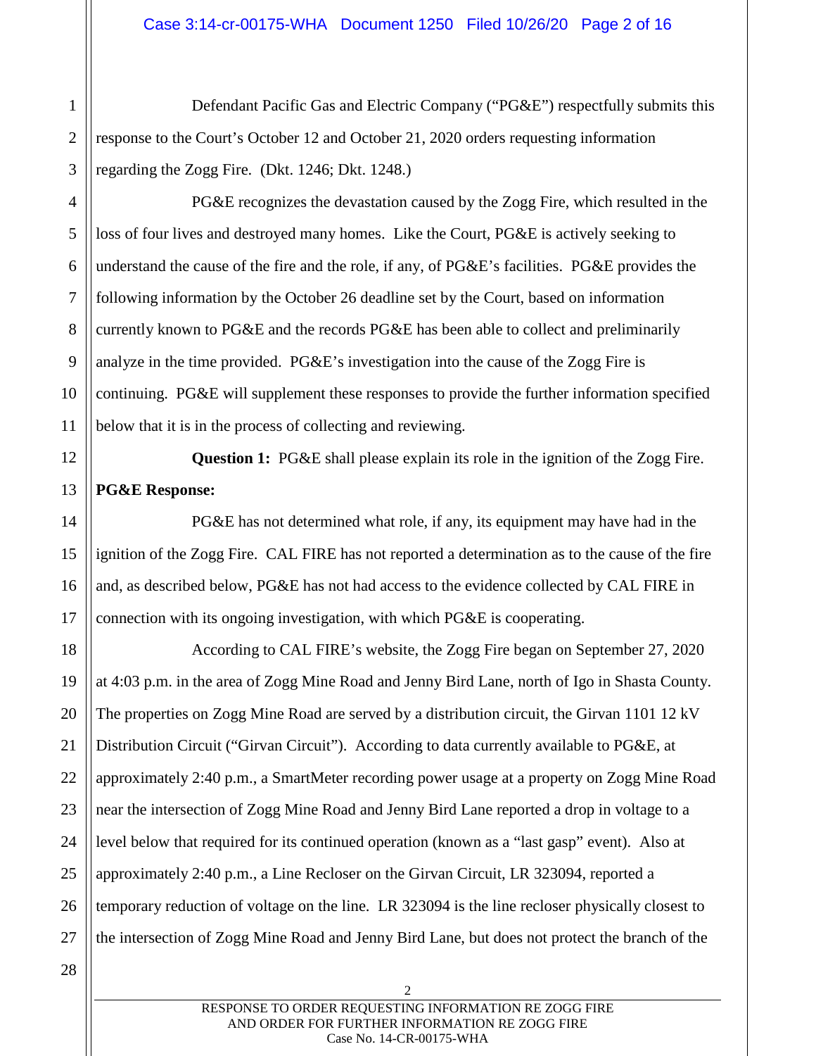Defendant Pacific Gas and Electric Company ("PG&E") respectfully submits this response to the Court's October 12 and October 21, 2020 orders requesting information regarding the Zogg Fire. (Dkt. 1246; Dkt. 1248.)

PG&E recognizes the devastation caused by the Zogg Fire, which resulted in the loss of four lives and destroyed many homes. Like the Court, PG&E is actively seeking to understand the cause of the fire and the role, if any, of PG&E's facilities. PG&E provides the following information by the October 26 deadline set by the Court, based on information currently known to PG&E and the records PG&E has been able to collect and preliminarily analyze in the time provided. PG&E's investigation into the cause of the Zogg Fire is continuing. PG&E will supplement these responses to provide the further information specified below that it is in the process of collecting and reviewing.

**Question 1:** PG&E shall please explain its role in the ignition of the Zogg Fire.

**PG&E Response:**

PG&E has not determined what role, if any, its equipment may have had in the ignition of the Zogg Fire. CAL FIRE has not reported a determination as to the cause of the fire and, as described below, PG&E has not had access to the evidence collected by CAL FIRE in connection with its ongoing investigation, with which PG&E is cooperating.

According to CAL FIRE's website, the Zogg Fire began on September 27, 2020 at 4:03 p.m. in the area of Zogg Mine Road and Jenny Bird Lane, north of Igo in Shasta County. The properties on Zogg Mine Road are served by a distribution circuit, the Girvan 1101 12 kV Distribution Circuit ("Girvan Circuit"). According to data currently available to PG&E, at approximately 2:40 p.m., a SmartMeter recording power usage at a property on Zogg Mine Road near the intersection of Zogg Mine Road and Jenny Bird Lane reported a drop in voltage to a level below that required for its continued operation (known as a "last gasp" event). Also at approximately 2:40 p.m., a Line Recloser on the Girvan Circuit, LR 323094, reported a temporary reduction of voltage on the line. LR 323094 is the line recloser physically closest to the intersection of Zogg Mine Road and Jenny Bird Lane, but does not protect the branch of the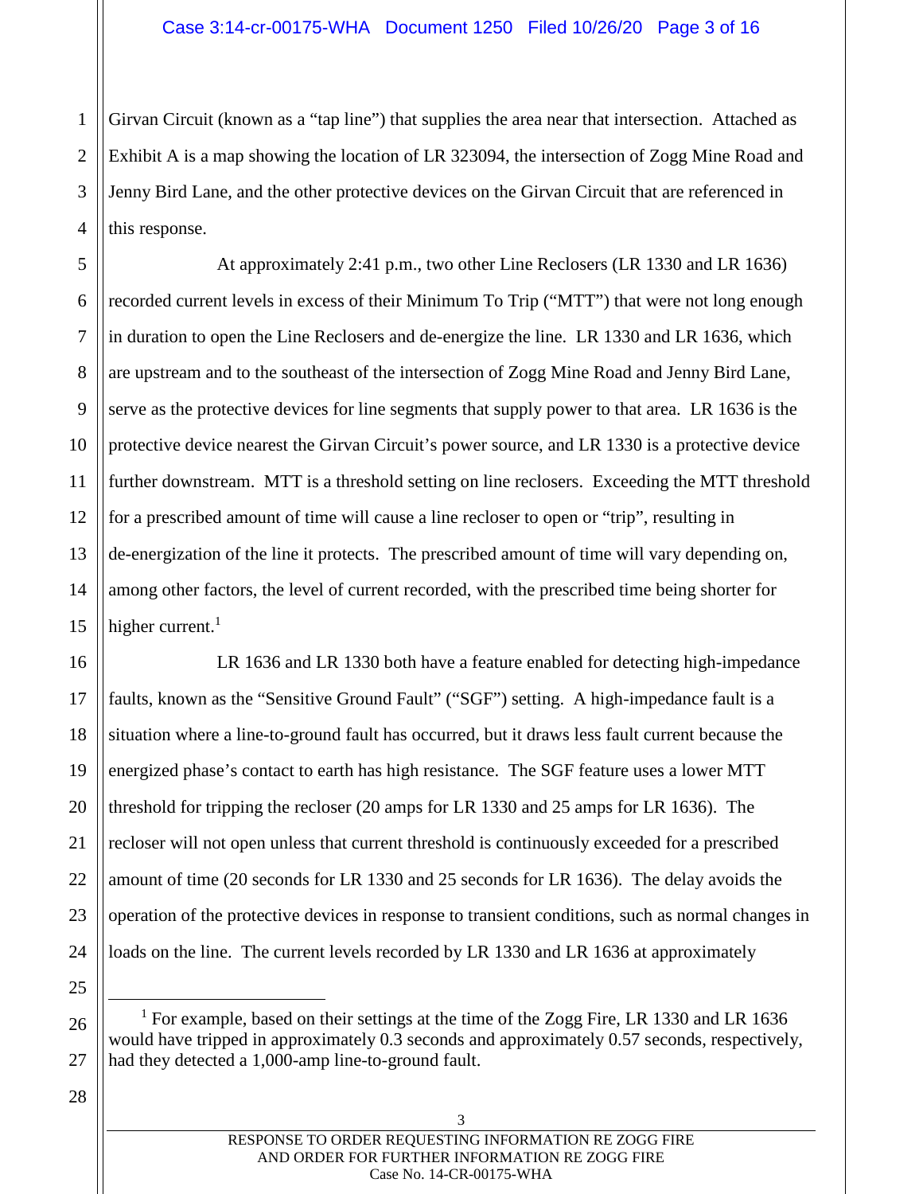Girvan Circuit (known as a "tap line") that supplies the area near that intersection. Attached as Exhibit A is a map showing the location of LR 323094, the intersection of Zogg Mine Road and Jenny Bird Lane, and the other protective devices on the Girvan Circuit that are referenced in this response.

At approximately 2:41 p.m., two other Line Reclosers (LR 1330 and LR 1636) recorded current levels in excess of their Minimum To Trip ("MTT") that were not long enough in duration to open the Line Reclosers and de-energize the line. LR 1330 and LR 1636, which are upstream and to the southeast of the intersection of Zogg Mine Road and Jenny Bird Lane, serve as the protective devices for line segments that supply power to that area. LR 1636 is the protective device nearest the Girvan Circuit's power source, and LR 1330 is a protective device further downstream. MTT is a threshold setting on line reclosers. Exceeding the MTT threshold for a prescribed amount of time will cause a line recloser to open or "trip", resulting in de-energization of the line it protects. The prescribed amount of time will vary depending on, among other factors, the level of current recorded, with the prescribed time being shorter for higher current.[1]

LR 1636 and LR 1330 both have a feature enabled for detecting high-impedance faults, known as the "Sensitive Ground Fault" ("SGF") setting. A high-impedance fault is a situation where a line-to-ground fault has occurred, but it draws less fault current because the energized phase's contact to earth has high resistance. The SGF feature uses a lower MTT threshold for tripping the recloser (20 amps for LR 1330 and 25 amps for LR 1636). The recloser will not open unless that current threshold is continuously exceeded for a prescribed amount of time (20 seconds for LR 1330 and 25 seconds for LR 1636). The delay avoids the operation of the protective devices in response to transient conditions, such as normal changes in loads on the line. The current levels recorded by LR 1330 and LR 1636 at approximately

---

[1] For example, based on their settings at the time of the Zogg Fire, LR 1330 and LR 1636 would have tripped in approximately 0.3 seconds and approximately 0.57 seconds, respectively, had they detected a 1,000-amp line-to-ground fault.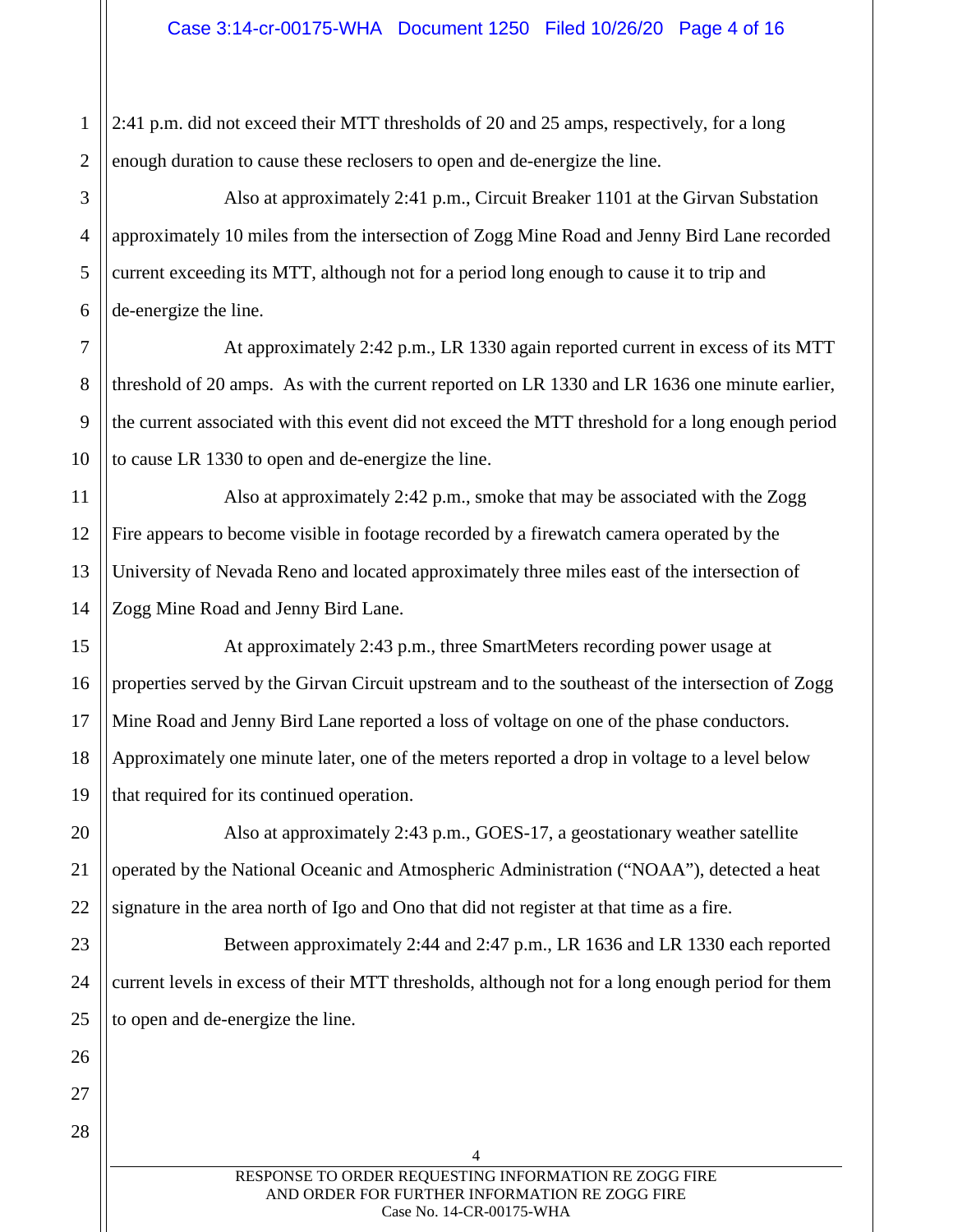2:41 p.m. did not exceed their MTT thresholds of 20 and 25 amps, respectively, for a long enough duration to cause these reclosers to open and de-energize the line.

Also at approximately 2:41 p.m., Circuit Breaker 1101 at the Girvan Substation approximately 10 miles from the intersection of Zogg Mine Road and Jenny Bird Lane recorded current exceeding its MTT, although not for a period long enough to cause it to trip and de-energize the line.

At approximately 2:42 p.m., LR 1330 again reported current in excess of its MTT threshold of 20 amps. As with the current reported on LR 1330 and LR 1636 one minute earlier, the current associated with this event did not exceed the MTT threshold for a long enough period to cause LR 1330 to open and de-energize the line.

Also at approximately 2:42 p.m., smoke that may be associated with the Zogg Fire appears to become visible in footage recorded by a firewatch camera operated by the University of Nevada Reno and located approximately three miles east of the intersection of Zogg Mine Road and Jenny Bird Lane.

At approximately 2:43 p.m., three SmartMeters recording power usage at properties served by the Girvan Circuit upstream and to the southeast of the intersection of Zogg Mine Road and Jenny Bird Lane reported a loss of voltage on one of the phase conductors. Approximately one minute later, one of the meters reported a drop in voltage to a level below that required for its continued operation.

Also at approximately 2:43 p.m., GOES-17, a geostationary weather satellite operated by the National Oceanic and Atmospheric Administration ("NOAA"), detected a heat signature in the area north of Igo and Ono that did not register at that time as a fire.

Between approximately 2:44 and 2:47 p.m., LR 1636 and LR 1330 each reported current levels in excess of their MTT thresholds, although not for a long enough period for them to open and de-energize the line.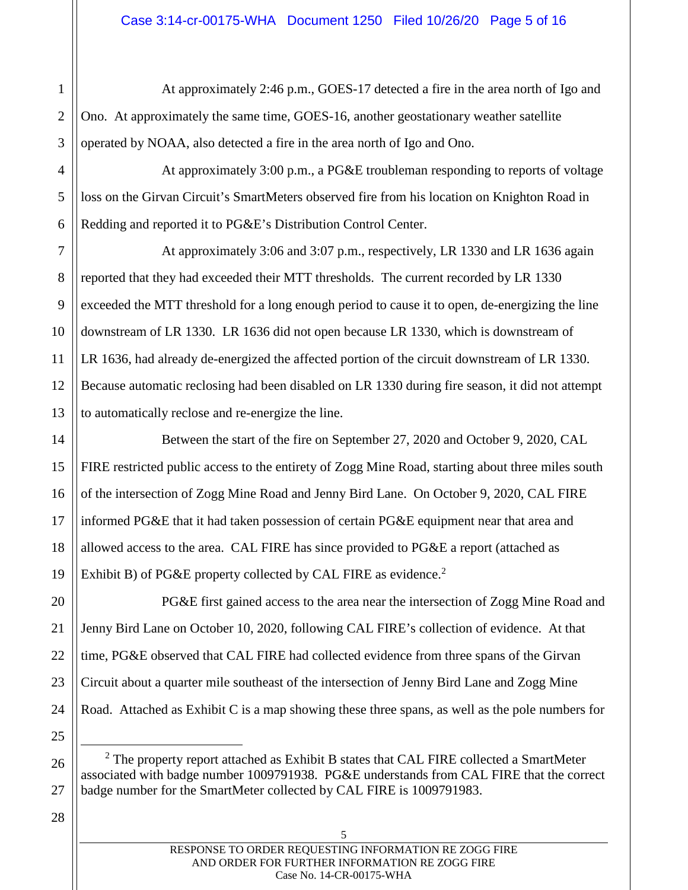At approximately 2:46 p.m., GOES-17 detected a fire in the area north of Igo and Ono. At approximately the same time, GOES-16, another geostationary weather satellite operated by NOAA, also detected a fire in the area north of Igo and Ono.

At approximately 3:00 p.m., a PG&E troubleman responding to reports of voltage loss on the Girvan Circuit's SmartMeters observed fire from his location on Knighton Road in Redding and reported it to PG&E's Distribution Control Center.

At approximately 3:06 and 3:07 p.m., respectively, LR 1330 and LR 1636 again reported that they had exceeded their MTT thresholds. The current recorded by LR 1330 exceeded the MTT threshold for a long enough period to cause it to open, de-energizing the line downstream of LR 1330. LR 1636 did not open because LR 1330, which is downstream of LR 1636, had already de-energized the affected portion of the circuit downstream of LR 1330. Because automatic reclosing had been disabled on LR 1330 during fire season, it did not attempt to automatically reclose and re-energize the line.

Between the start of the fire on September 27, 2020 and October 9, 2020, CAL FIRE restricted public access to the entirety of Zogg Mine Road, starting about three miles south of the intersection of Zogg Mine Road and Jenny Bird Lane. On October 9, 2020, CAL FIRE informed PG&E that it had taken possession of certain PG&E equipment near that area and allowed access to the area. CAL FIRE has since provided to PG&E a report (attached as Exhibit B) of PG&E property collected by CAL FIRE as evidence.[2]

PG&E first gained access to the area near the intersection of Zogg Mine Road and Jenny Bird Lane on October 10, 2020, following CAL FIRE's collection of evidence. At that time, PG&E observed that CAL FIRE had collected evidence from three spans of the Girvan Circuit about a quarter mile southeast of the intersection of Jenny Bird Lane and Zogg Mine Road. Attached as Exhibit C is a map showing these three spans, as well as the pole numbers for

---

[2] The property report attached as Exhibit B states that CAL FIRE collected a SmartMeter associated with badge number 1009791938. PG&E understands from CAL FIRE that the correct badge number for the SmartMeter collected by CAL FIRE is 1009791983.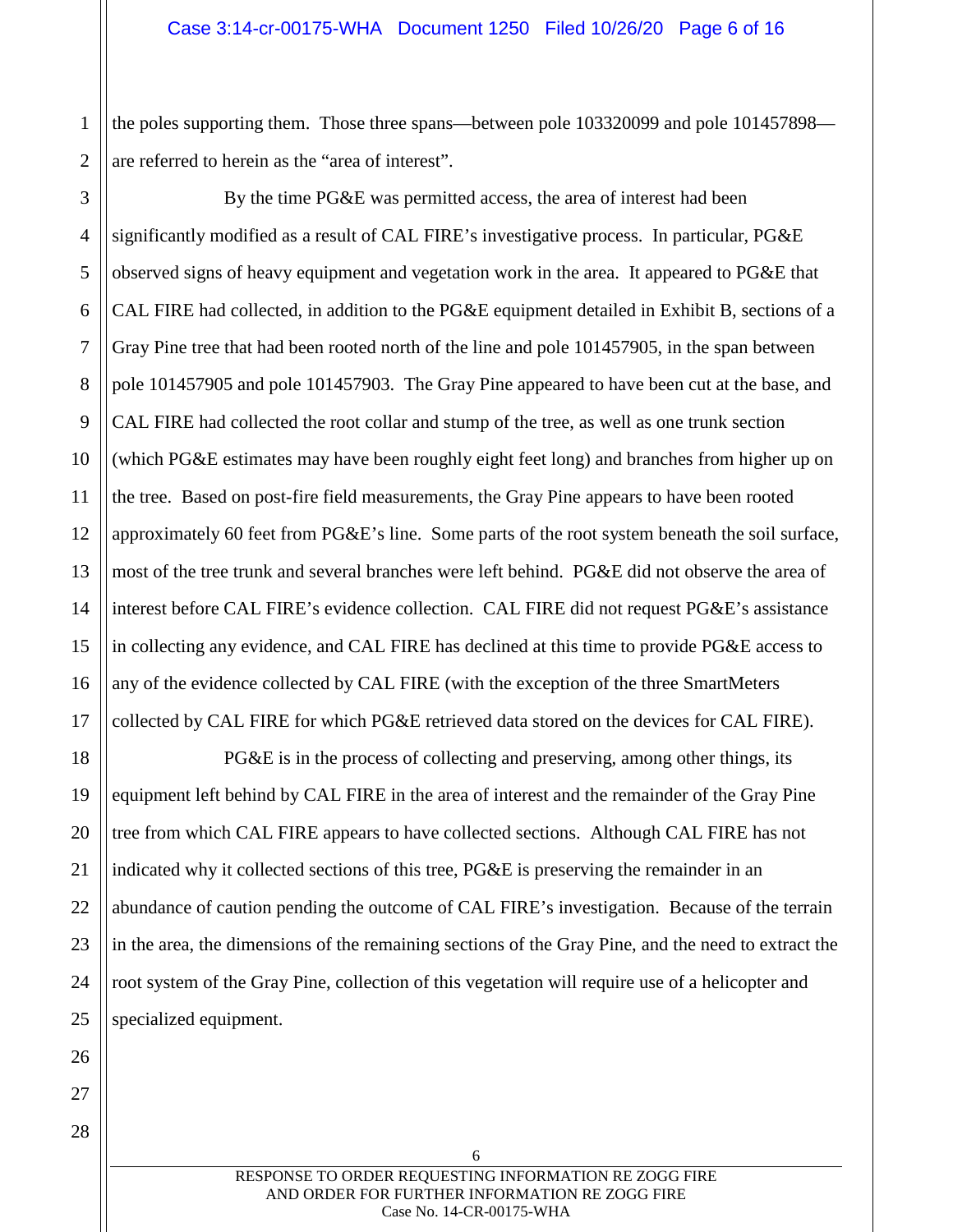the poles supporting them. Those three spans—between pole 103320099 and pole 101457898—are referred to herein as the "area of interest".

By the time PG&E was permitted access, the area of interest had been significantly modified as a result of CAL FIRE's investigative process. In particular, PG&E observed signs of heavy equipment and vegetation work in the area. It appeared to PG&E that CAL FIRE had collected, in addition to the PG&E equipment detailed in Exhibit B, sections of a Gray Pine tree that had been rooted north of the line and pole 101457905, in the span between pole 101457905 and pole 101457903. The Gray Pine appeared to have been cut at the base, and CAL FIRE had collected the root collar and stump of the tree, as well as one trunk section (which PG&E estimates may have been roughly eight feet long) and branches from higher up on the tree. Based on post-fire field measurements, the Gray Pine appears to have been rooted approximately 60 feet from PG&E's line. Some parts of the root system beneath the soil surface, most of the tree trunk and several branches were left behind. PG&E did not observe the area of interest before CAL FIRE's evidence collection. CAL FIRE did not request PG&E's assistance in collecting any evidence, and CAL FIRE has declined at this time to provide PG&E access to any of the evidence collected by CAL FIRE (with the exception of the three SmartMeters collected by CAL FIRE for which PG&E retrieved data stored on the devices for CAL FIRE).

PG&E is in the process of collecting and preserving, among other things, its equipment left behind by CAL FIRE in the area of interest and the remainder of the Gray Pine tree from which CAL FIRE appears to have collected sections. Although CAL FIRE has not indicated why it collected sections of this tree, PG&E is preserving the remainder in an abundance of caution pending the outcome of CAL FIRE's investigation. Because of the terrain in the area, the dimensions of the remaining sections of the Gray Pine, and the need to extract the root system of the Gray Pine, collection of this vegetation will require use of a helicopter and specialized equipment.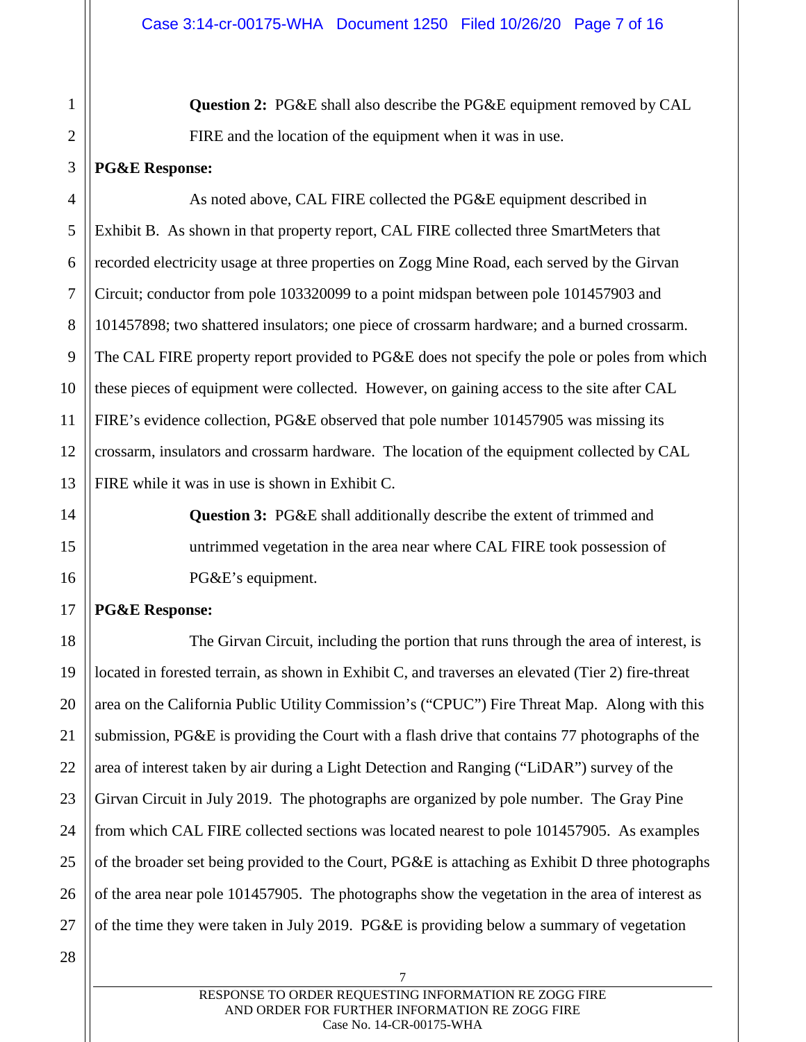**Question 2:** PG&E shall also describe the PG&E equipment removed by CAL FIRE and the location of the equipment when it was in use.

**PG&E Response:**

As noted above, CAL FIRE collected the PG&E equipment described in Exhibit B. As shown in that property report, CAL FIRE collected three SmartMeters that recorded electricity usage at three properties on Zogg Mine Road, each served by the Girvan Circuit; conductor from pole 103320099 to a point midspan between pole 101457903 and 101457898; two shattered insulators; one piece of crossarm hardware; and a burned crossarm. The CAL FIRE property report provided to PG&E does not specify the pole or poles from which these pieces of equipment were collected. However, on gaining access to the site after CAL FIRE's evidence collection, PG&E observed that pole number 101457905 was missing its crossarm, insulators and crossarm hardware. The location of the equipment collected by CAL FIRE while it was in use is shown in Exhibit C.

**Question 3:** PG&E shall additionally describe the extent of trimmed and untrimmed vegetation in the area near where CAL FIRE took possession of PG&E's equipment.

**PG&E Response:**

The Girvan Circuit, including the portion that runs through the area of interest, is located in forested terrain, as shown in Exhibit C, and traverses an elevated (Tier 2) fire-threat area on the California Public Utility Commission's ("CPUC") Fire Threat Map. Along with this submission, PG&E is providing the Court with a flash drive that contains 77 photographs of the area of interest taken by air during a Light Detection and Ranging ("LiDAR") survey of the Girvan Circuit in July 2019. The photographs are organized by pole number. The Gray Pine from which CAL FIRE collected sections was located nearest to pole 101457905. As examples of the broader set being provided to the Court, PG&E is attaching as Exhibit D three photographs of the area near pole 101457905. The photographs show the vegetation in the area of interest as of the time they were taken in July 2019. PG&E is providing below a summary of vegetation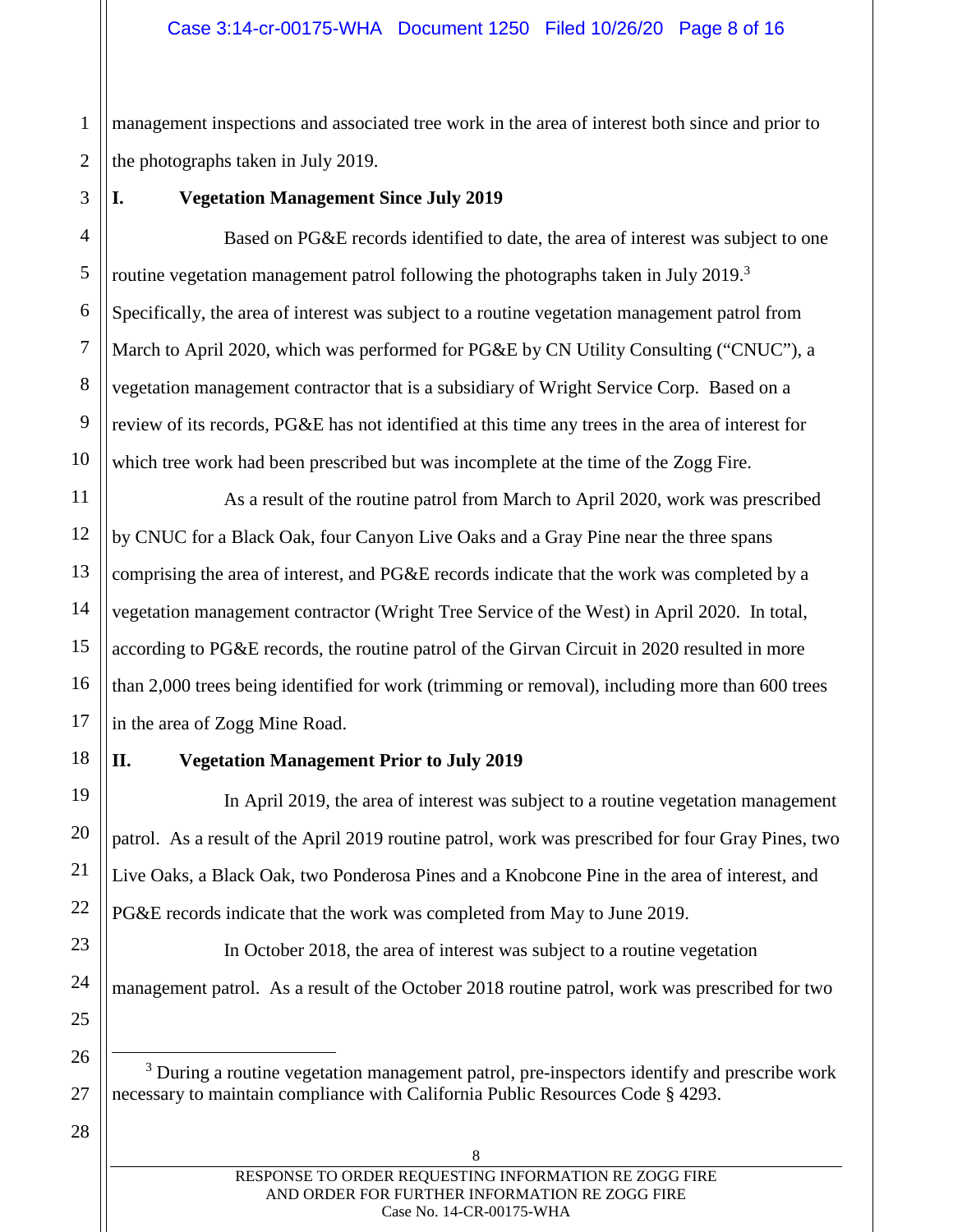management inspections and associated tree work in the area of interest both since and prior to the photographs taken in July 2019.

## I. Vegetation Management Since July 2019

Based on PG&E records identified to date, the area of interest was subject to one routine vegetation management patrol following the photographs taken in July 2019.[3] Specifically, the area of interest was subject to a routine vegetation management patrol from March to April 2020, which was performed for PG&E by CN Utility Consulting ("CNUC"), a vegetation management contractor that is a subsidiary of Wright Service Corp. Based on a review of its records, PG&E has not identified at this time any trees in the area of interest for which tree work had been prescribed but was incomplete at the time of the Zogg Fire.

As a result of the routine patrol from March to April 2020, work was prescribed by CNUC for a Black Oak, four Canyon Live Oaks and a Gray Pine near the three spans comprising the area of interest, and PG&E records indicate that the work was completed by a vegetation management contractor (Wright Tree Service of the West) in April 2020. In total, according to PG&E records, the routine patrol of the Girvan Circuit in 2020 resulted in more than 2,000 trees being identified for work (trimming or removal), including more than 600 trees in the area of Zogg Mine Road.

## II. Vegetation Management Prior to July 2019

In April 2019, the area of interest was subject to a routine vegetation management patrol. As a result of the April 2019 routine patrol, work was prescribed for four Gray Pines, two Live Oaks, a Black Oak, two Ponderosa Pines and a Knobcone Pine in the area of interest, and PG&E records indicate that the work was completed from May to June 2019.

In October 2018, the area of interest was subject to a routine vegetation management patrol. As a result of the October 2018 routine patrol, work was prescribed for two

---

[3] During a routine vegetation management patrol, pre-inspectors identify and prescribe work necessary to maintain compliance with California Public Resources Code § 4293.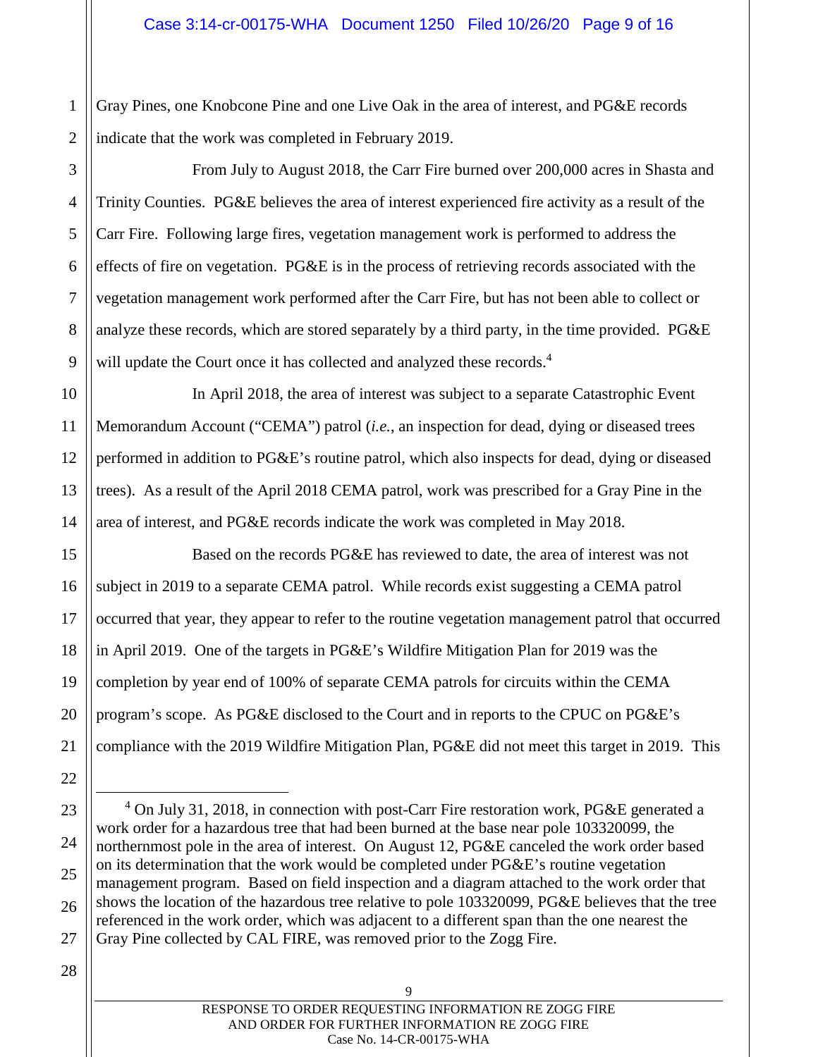Gray Pines, one Knobcone Pine and one Live Oak in the area of interest, and PG&E records indicate that the work was completed in February 2019.

From July to August 2018, the Carr Fire burned over 200,000 acres in Shasta and Trinity Counties. PG&E believes the area of interest experienced fire activity as a result of the Carr Fire. Following large fires, vegetation management work is performed to address the effects of fire on vegetation. PG&E is in the process of retrieving records associated with the vegetation management work performed after the Carr Fire, but has not been able to collect or analyze these records, which are stored separately by a third party, in the time provided. PG&E will update the Court once it has collected and analyzed these records.[4]

In April 2018, the area of interest was subject to a separate Catastrophic Event Memorandum Account ("CEMA") patrol (*i.e.*, an inspection for dead, dying or diseased trees performed in addition to PG&E's routine patrol, which also inspects for dead, dying or diseased trees). As a result of the April 2018 CEMA patrol, work was prescribed for a Gray Pine in the area of interest, and PG&E records indicate the work was completed in May 2018.

Based on the records PG&E has reviewed to date, the area of interest was not subject in 2019 to a separate CEMA patrol. While records exist suggesting a CEMA patrol occurred that year, they appear to refer to the routine vegetation management patrol that occurred in April 2019. One of the targets in PG&E's Wildfire Mitigation Plan for 2019 was the completion by year end of 100% of separate CEMA patrols for circuits within the CEMA program's scope. As PG&E disclosed to the Court and in reports to the CPUC on PG&E's compliance with the 2019 Wildfire Mitigation Plan, PG&E did not meet this target in 2019. This

---

[4] On July 31, 2018, in connection with post-Carr Fire restoration work, PG&E generated a work order for a hazardous tree that had been burned at the base near pole 103320099, the northernmost pole in the area of interest. On August 12, PG&E canceled the work order based on its determination that the work would be completed under PG&E's routine vegetation management program. Based on field inspection and a diagram attached to the work order that shows the location of the hazardous tree relative to pole 103320099, PG&E believes that the tree referenced in the work order, which was adjacent to a different span than the one nearest the Gray Pine collected by CAL FIRE, was removed prior to the Zogg Fire.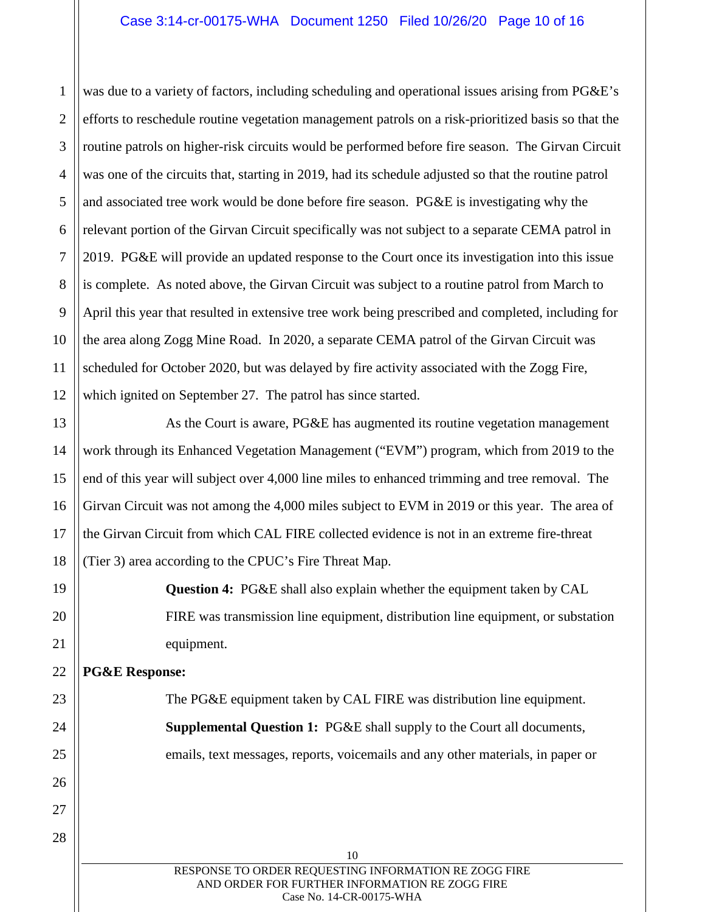was due to a variety of factors, including scheduling and operational issues arising from PG&E's efforts to reschedule routine vegetation management patrols on a risk-prioritized basis so that the routine patrols on higher-risk circuits would be performed before fire season. The Girvan Circuit was one of the circuits that, starting in 2019, had its schedule adjusted so that the routine patrol and associated tree work would be done before fire season. PG&E is investigating why the relevant portion of the Girvan Circuit specifically was not subject to a separate CEMA patrol in 2019. PG&E will provide an updated response to the Court once its investigation into this issue is complete. As noted above, the Girvan Circuit was subject to a routine patrol from March to April this year that resulted in extensive tree work being prescribed and completed, including for the area along Zogg Mine Road. In 2020, a separate CEMA patrol of the Girvan Circuit was scheduled for October 2020, but was delayed by fire activity associated with the Zogg Fire, which ignited on September 27. The patrol has since started.

As the Court is aware, PG&E has augmented its routine vegetation management work through its Enhanced Vegetation Management ("EVM") program, which from 2019 to the end of this year will subject over 4,000 line miles to enhanced trimming and tree removal. The Girvan Circuit was not among the 4,000 miles subject to EVM in 2019 or this year. The area of the Girvan Circuit from which CAL FIRE collected evidence is not in an extreme fire-threat (Tier 3) area according to the CPUC's Fire Threat Map.

> **Question 4:** PG&E shall also explain whether the equipment taken by CAL FIRE was transmission line equipment, distribution line equipment, or substation equipment.

**PG&E Response:**

The PG&E equipment taken by CAL FIRE was distribution line equipment.

> **Supplemental Question 1:** PG&E shall supply to the Court all documents, emails, text messages, reports, voicemails and any other materials, in paper or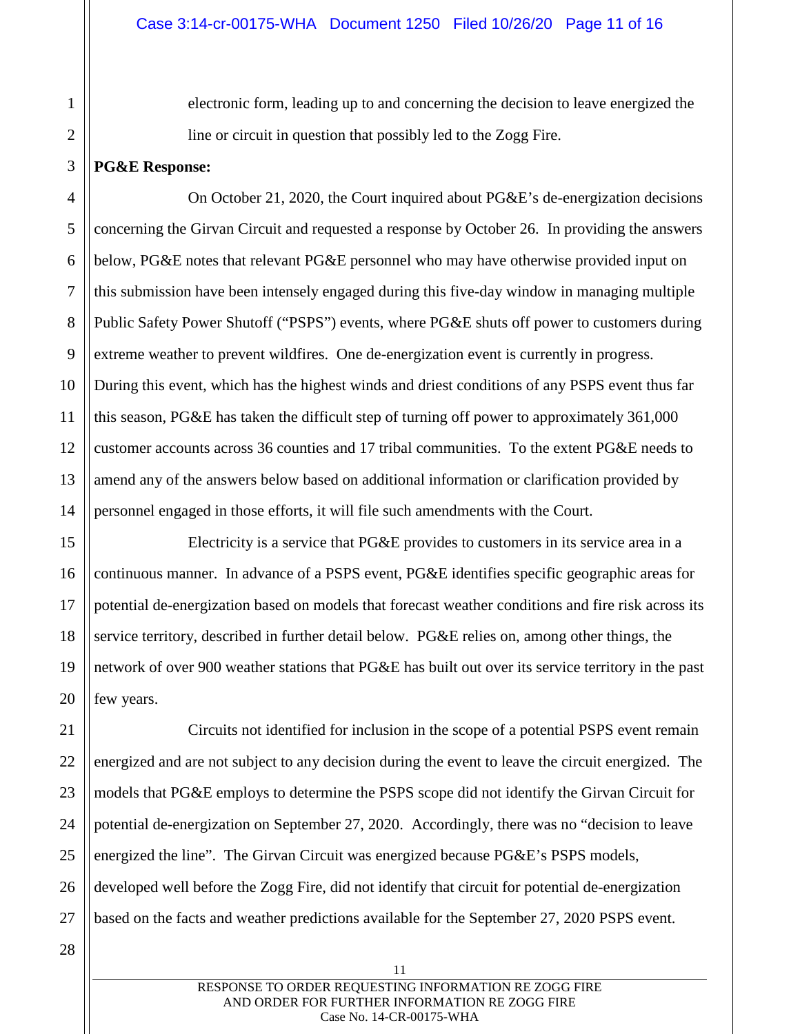electronic form, leading up to and concerning the decision to leave energized the line or circuit in question that possibly led to the Zogg Fire.

**PG&E Response:**

On October 21, 2020, the Court inquired about PG&E's de-energization decisions concerning the Girvan Circuit and requested a response by October 26. In providing the answers below, PG&E notes that relevant PG&E personnel who may have otherwise provided input on this submission have been intensely engaged during this five-day window in managing multiple Public Safety Power Shutoff ("PSPS") events, where PG&E shuts off power to customers during extreme weather to prevent wildfires. One de-energization event is currently in progress. During this event, which has the highest winds and driest conditions of any PSPS event thus far this season, PG&E has taken the difficult step of turning off power to approximately 361,000 customer accounts across 36 counties and 17 tribal communities. To the extent PG&E needs to amend any of the answers below based on additional information or clarification provided by personnel engaged in those efforts, it will file such amendments with the Court.

Electricity is a service that PG&E provides to customers in its service area in a continuous manner. In advance of a PSPS event, PG&E identifies specific geographic areas for potential de-energization based on models that forecast weather conditions and fire risk across its service territory, described in further detail below. PG&E relies on, among other things, the network of over 900 weather stations that PG&E has built out over its service territory in the past few years.

Circuits not identified for inclusion in the scope of a potential PSPS event remain energized and are not subject to any decision during the event to leave the circuit energized. The models that PG&E employs to determine the PSPS scope did not identify the Girvan Circuit for potential de-energization on September 27, 2020. Accordingly, there was no "decision to leave energized the line". The Girvan Circuit was energized because PG&E's PSPS models, developed well before the Zogg Fire, did not identify that circuit for potential de-energization based on the facts and weather predictions available for the September 27, 2020 PSPS event.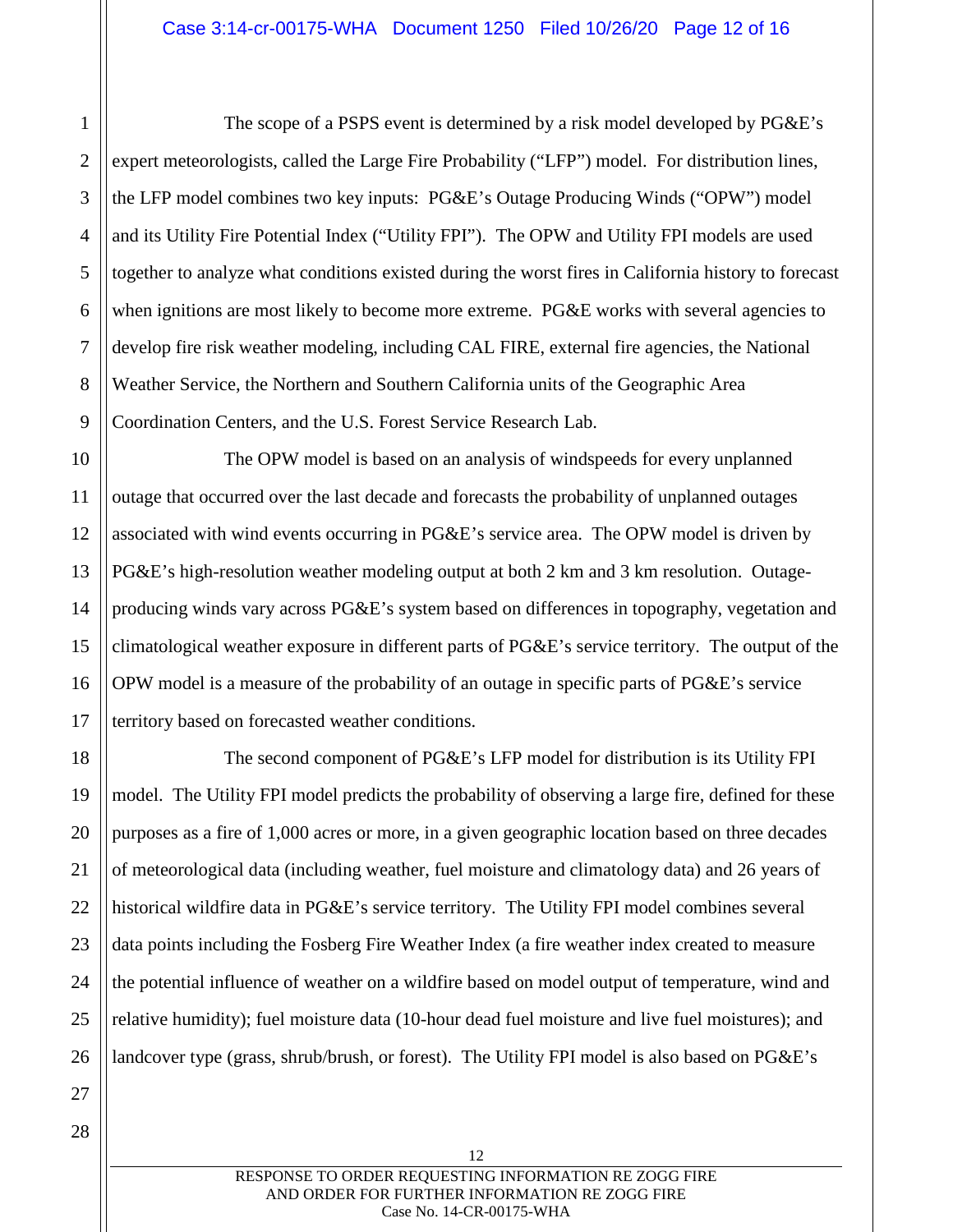The scope of a PSPS event is determined by a risk model developed by PG&E's expert meteorologists, called the Large Fire Probability ("LFP") model. For distribution lines, the LFP model combines two key inputs: PG&E's Outage Producing Winds ("OPW") model and its Utility Fire Potential Index ("Utility FPI"). The OPW and Utility FPI models are used together to analyze what conditions existed during the worst fires in California history to forecast when ignitions are most likely to become more extreme. PG&E works with several agencies to develop fire risk weather modeling, including CAL FIRE, external fire agencies, the National Weather Service, the Northern and Southern California units of the Geographic Area Coordination Centers, and the U.S. Forest Service Research Lab.

The OPW model is based on an analysis of windspeeds for every unplanned outage that occurred over the last decade and forecasts the probability of unplanned outages associated with wind events occurring in PG&E's service area. The OPW model is driven by PG&E's high-resolution weather modeling output at both 2 km and 3 km resolution. Outage-producing winds vary across PG&E's system based on differences in topography, vegetation and climatological weather exposure in different parts of PG&E's service territory. The output of the OPW model is a measure of the probability of an outage in specific parts of PG&E's service territory based on forecasted weather conditions.

The second component of PG&E's LFP model for distribution is its Utility FPI model. The Utility FPI model predicts the probability of observing a large fire, defined for these purposes as a fire of 1,000 acres or more, in a given geographic location based on three decades of meteorological data (including weather, fuel moisture and climatology data) and 26 years of historical wildfire data in PG&E's service territory. The Utility FPI model combines several data points including the Fosberg Fire Weather Index (a fire weather index created to measure the potential influence of weather on a wildfire based on model output of temperature, wind and relative humidity); fuel moisture data (10-hour dead fuel moisture and live fuel moistures); and landcover type (grass, shrub/brush, or forest). The Utility FPI model is also based on PG&E's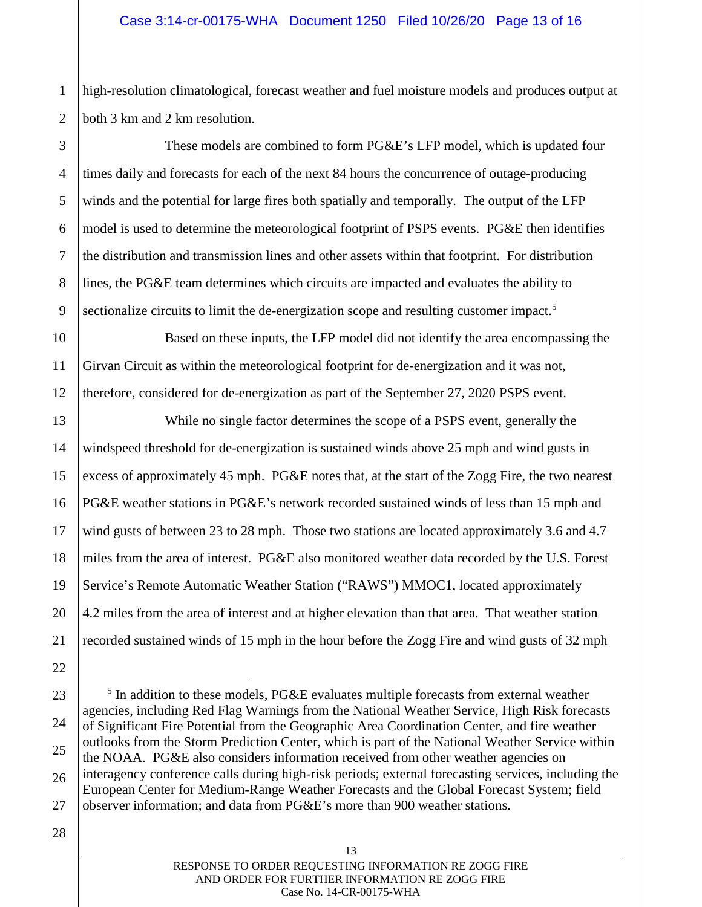high-resolution climatological, forecast weather and fuel moisture models and produces output at both 3 km and 2 km resolution.

These models are combined to form PG&E's LFP model, which is updated four times daily and forecasts for each of the next 84 hours the concurrence of outage-producing winds and the potential for large fires both spatially and temporally. The output of the LFP model is used to determine the meteorological footprint of PSPS events. PG&E then identifies the distribution and transmission lines and other assets within that footprint. For distribution lines, the PG&E team determines which circuits are impacted and evaluates the ability to sectionalize circuits to limit the de-energization scope and resulting customer impact.[5]

Based on these inputs, the LFP model did not identify the area encompassing the Girvan Circuit as within the meteorological footprint for de-energization and it was not, therefore, considered for de-energization as part of the September 27, 2020 PSPS event.

While no single factor determines the scope of a PSPS event, generally the windspeed threshold for de-energization is sustained winds above 25 mph and wind gusts in excess of approximately 45 mph. PG&E notes that, at the start of the Zogg Fire, the two nearest PG&E weather stations in PG&E's network recorded sustained winds of less than 15 mph and wind gusts of between 23 to 28 mph. Those two stations are located approximately 3.6 and 4.7 miles from the area of interest. PG&E also monitored weather data recorded by the U.S. Forest Service's Remote Automatic Weather Station ("RAWS") MMOC1, located approximately 4.2 miles from the area of interest and at higher elevation than that area. That weather station recorded sustained winds of 15 mph in the hour before the Zogg Fire and wind gusts of 32 mph

---

[5] In addition to these models, PG&E evaluates multiple forecasts from external weather agencies, including Red Flag Warnings from the National Weather Service, High Risk forecasts of Significant Fire Potential from the Geographic Area Coordination Center, and fire weather outlooks from the Storm Prediction Center, which is part of the National Weather Service within the NOAA. PG&E also considers information received from other weather agencies on interagency conference calls during high-risk periods; external forecasting services, including the European Center for Medium-Range Weather Forecasts and the Global Forecast System; field observer information; and data from PG&E's more than 900 weather stations.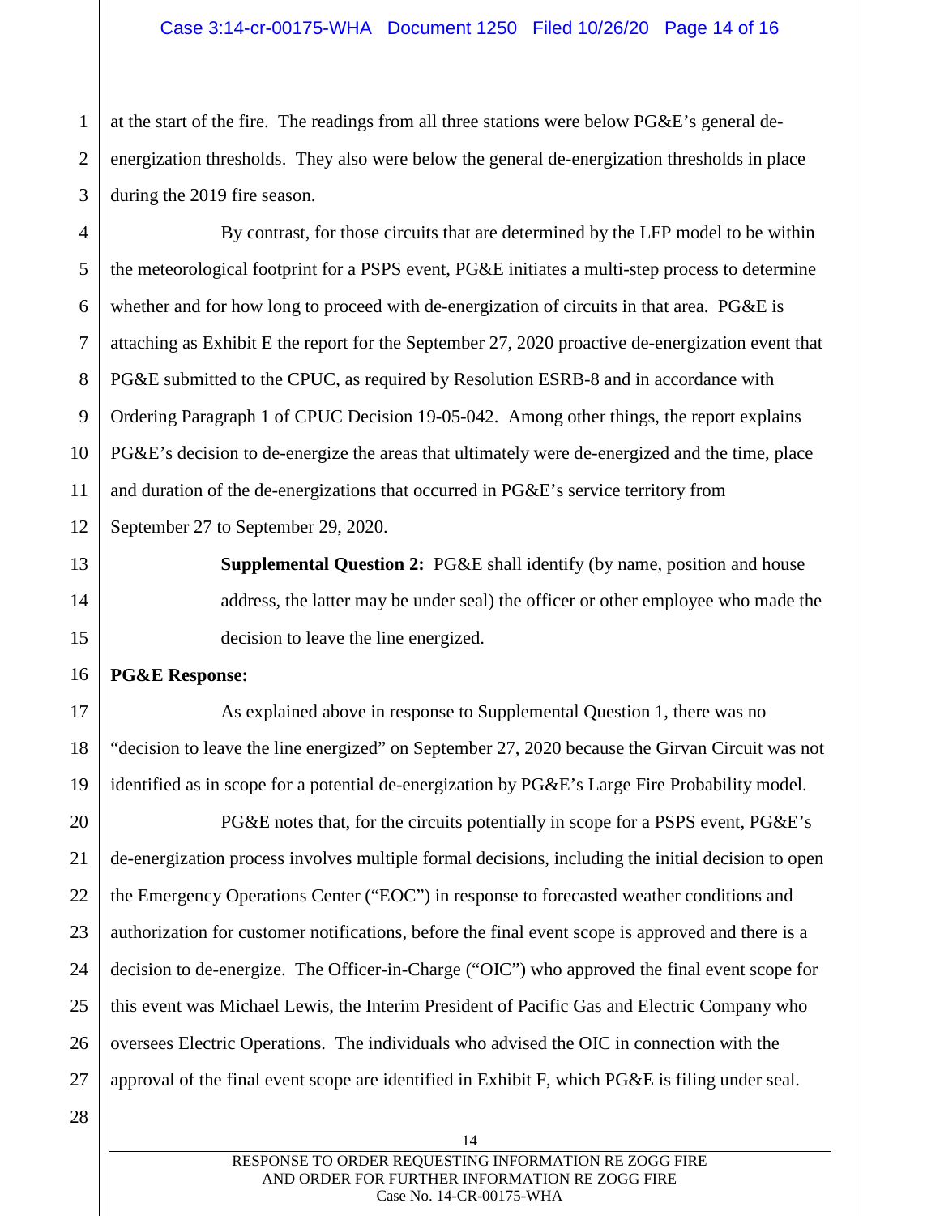at the start of the fire. The readings from all three stations were below PG&E's general de-energization thresholds. They also were below the general de-energization thresholds in place during the 2019 fire season.

By contrast, for those circuits that are determined by the LFP model to be within the meteorological footprint for a PSPS event, PG&E initiates a multi-step process to determine whether and for how long to proceed with de-energization of circuits in that area. PG&E is attaching as Exhibit E the report for the September 27, 2020 proactive de-energization event that PG&E submitted to the CPUC, as required by Resolution ESRB-8 and in accordance with Ordering Paragraph 1 of CPUC Decision 19-05-042. Among other things, the report explains PG&E's decision to de-energize the areas that ultimately were de-energized and the time, place and duration of the de-energizations that occurred in PG&E's service territory from September 27 to September 29, 2020.

> **Supplemental Question 2:** PG&E shall identify (by name, position and house address, the latter may be under seal) the officer or other employee who made the decision to leave the line energized.

**PG&E Response:**

As explained above in response to Supplemental Question 1, there was no "decision to leave the line energized" on September 27, 2020 because the Girvan Circuit was not identified as in scope for a potential de-energization by PG&E's Large Fire Probability model.

PG&E notes that, for the circuits potentially in scope for a PSPS event, PG&E's de-energization process involves multiple formal decisions, including the initial decision to open the Emergency Operations Center ("EOC") in response to forecasted weather conditions and authorization for customer notifications, before the final event scope is approved and there is a decision to de-energize. The Officer-in-Charge ("OIC") who approved the final event scope for this event was Michael Lewis, the Interim President of Pacific Gas and Electric Company who oversees Electric Operations. The individuals who advised the OIC in connection with the approval of the final event scope are identified in Exhibit F, which PG&E is filing under seal.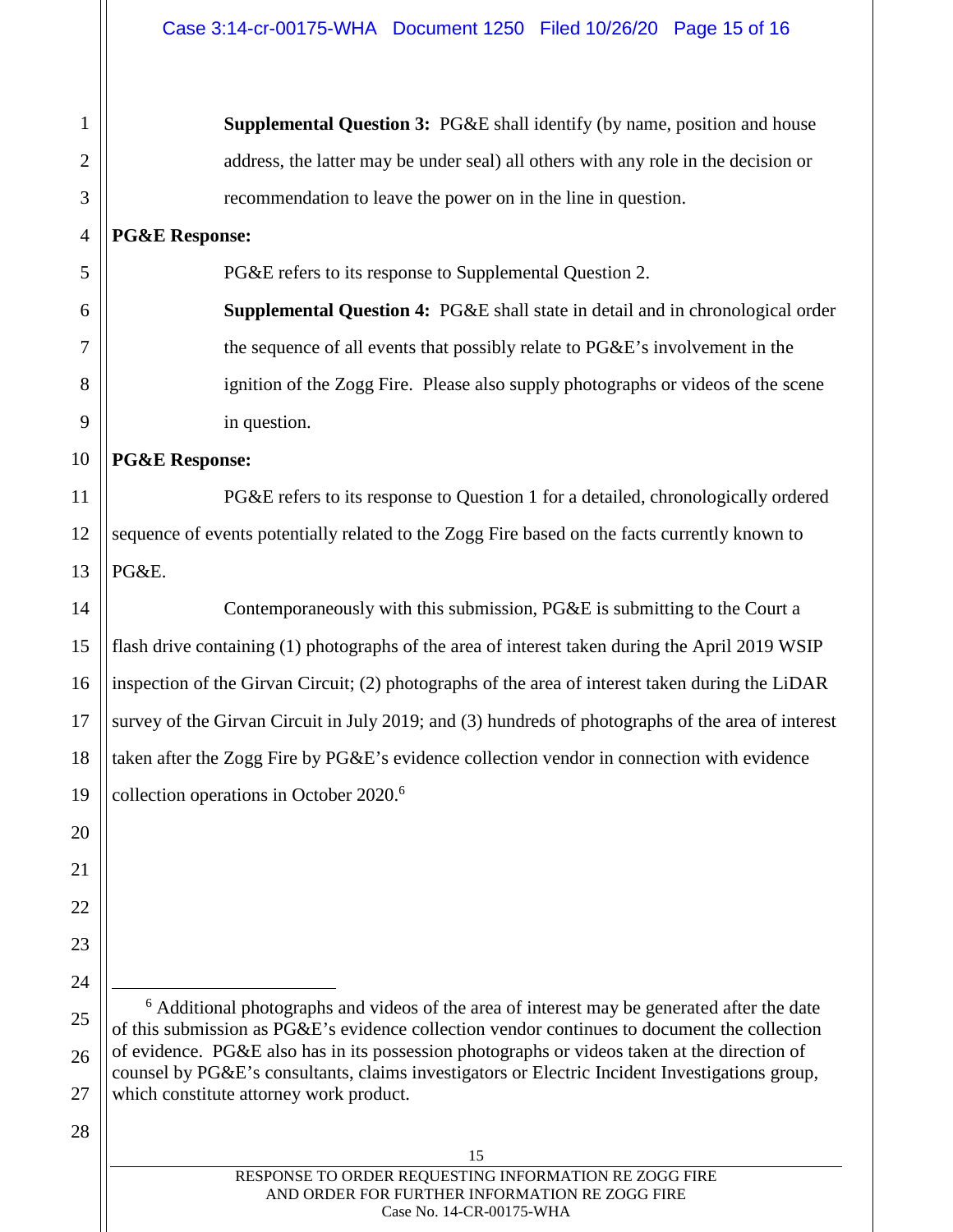**Supplemental Question 3:** PG&E shall identify (by name, position and house address, the latter may be under seal) all others with any role in the decision or recommendation to leave the power on in the line in question.

**PG&E Response:**

PG&E refers to its response to Supplemental Question 2.

**Supplemental Question 4:** PG&E shall state in detail and in chronological order the sequence of all events that possibly relate to PG&E's involvement in the ignition of the Zogg Fire. Please also supply photographs or videos of the scene in question.

**PG&E Response:**

PG&E refers to its response to Question 1 for a detailed, chronologically ordered sequence of events potentially related to the Zogg Fire based on the facts currently known to PG&E.

Contemporaneously with this submission, PG&E is submitting to the Court a flash drive containing (1) photographs of the area of interest taken during the April 2019 WSIP inspection of the Girvan Circuit; (2) photographs of the area of interest taken during the LiDAR survey of the Girvan Circuit in July 2019; and (3) hundreds of photographs of the area of interest taken after the Zogg Fire by PG&E's evidence collection vendor in connection with evidence collection operations in October 2020.[6]

---

[6] Additional photographs and videos of the area of interest may be generated after the date of this submission as PG&E's evidence collection vendor continues to document the collection of evidence. PG&E also has in its possession photographs or videos taken at the direction of counsel by PG&E's consultants, claims investigators or Electric Incident Investigations group, which constitute attorney work product.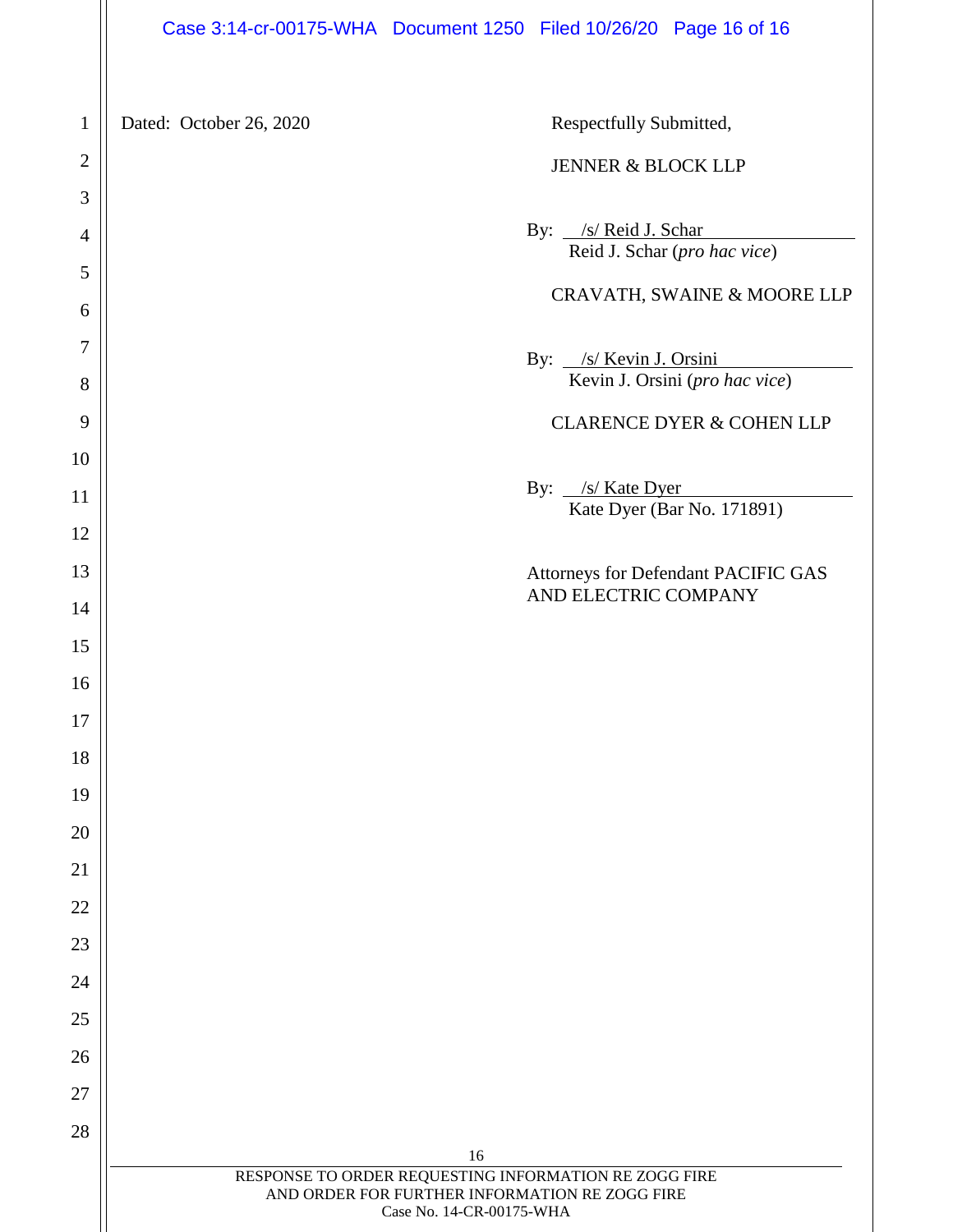Dated: October 26, 2020

Respectfully Submitted,

JENNER & BLOCK LLP

By: /s/ Reid J. Schar
Reid J. Schar (*pro hac vice*)

CRAVATH, SWAINE & MOORE LLP

By: /s/ Kevin J. Orsini
Kevin J. Orsini (*pro hac vice*)

CLARENCE DYER & COHEN LLP

By: /s/ Kate Dyer
Kate Dyer (Bar No. 171891)

Attorneys for Defendant PACIFIC GAS AND ELECTRIC COMPANY